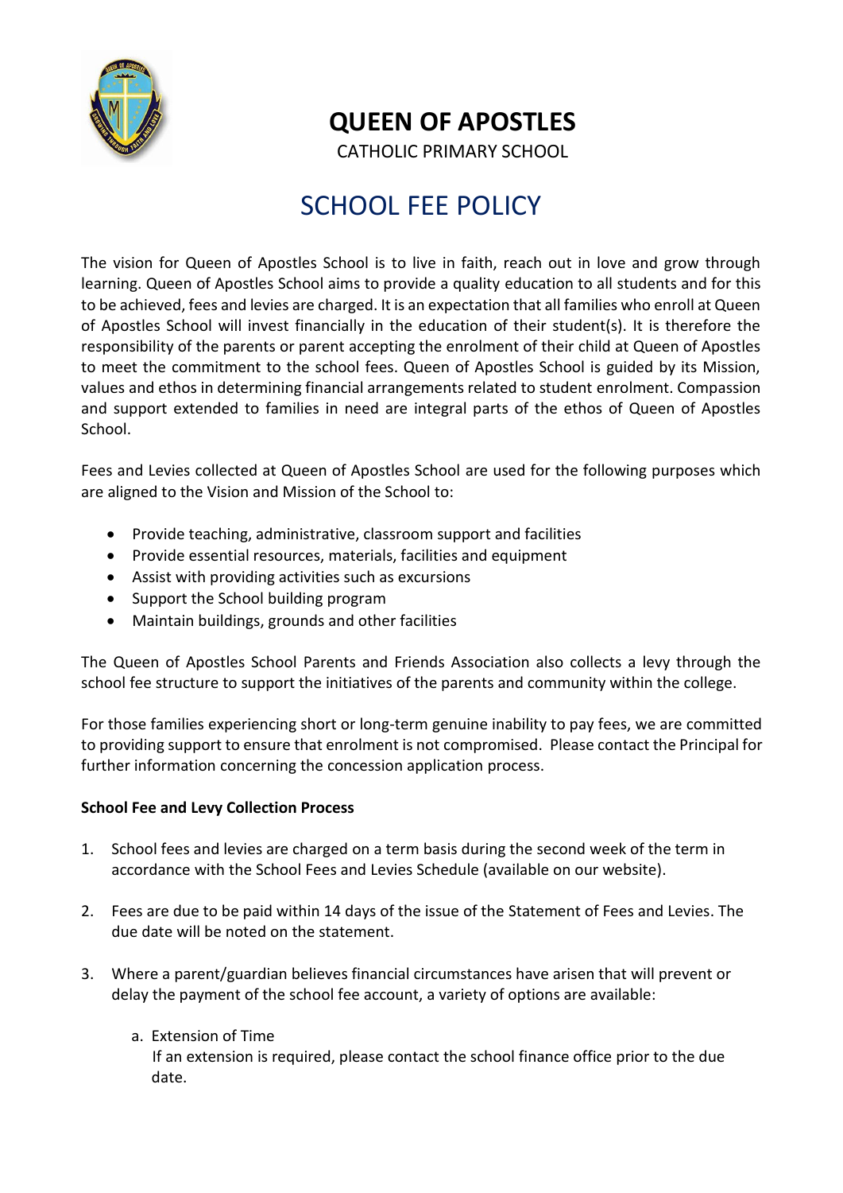# QUEEN OF APOSTLES

CATHOLIC PRIMARY SCHOOL

## SCHOOL FEE POLICY

The vision for Queen of Apostles School is to live in faith, reach out in love and grow through learning. Queen of Apostles School aims to provide a quality education to all students and for this to be achieved, fees and levies are charged. It is an expectation that all families who enroll at Queen of Apostles School will invest financially in the education of their student(s). It is therefore the responsibility of the parents or parent accepting the enrolment of their child at Queen of Apostles to meet the commitment to the school fees. Queen of Apostles School is guided by its Mission, values and ethos in determining financial arrangements related to student enrolment. Compassion and support extended to families in need are integral parts of the ethos of Queen of Apostles School.

Fees and Levies collected at Queen of Apostles School are used for the following purposes which are aligned to the Vision and Mission of the School to:

- Provide teaching, administrative, classroom support and facilities
- Provide essential resources, materials, facilities and equipment
- Assist with providing activities such as excursions
- Support the School building program
- Maintain buildings, grounds and other facilities

The Queen of Apostles School Parents and Friends Association also collects a levy through the school fee structure to support the initiatives of the parents and community within the college.

For those families experiencing short or long-term genuine inability to pay fees, we are committed to providing support to ensure that enrolment is not compromised. Please contact the Principal for further information concerning the concession application process.

**School Fee and Levy Collection Process**

1. School fees and levies are charged on a term basis during the second week of the term in accordance with the School Fees and Levies Schedule (available on our website).

2. Fees are due to be paid within 14 days of the issue of the Statement of Fees and Levies. The due date will be noted on the statement.

3. Where a parent/guardian believes financial circumstances have arisen that will prevent or delay the payment of the school fee account, a variety of options are available:

   a. Extension of Time
      If an extension is required, please contact the school finance office prior to the due date.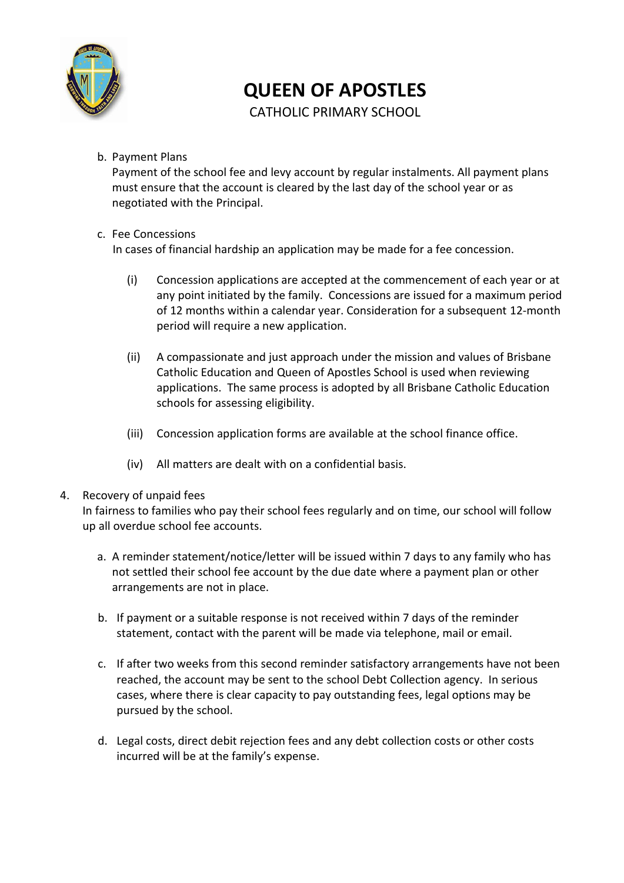b. Payment Plans
   Payment of the school fee and levy account by regular instalments. All payment plans must ensure that the account is cleared by the last day of the school year or as negotiated with the Principal.

c. Fee Concessions
   In cases of financial hardship an application may be made for a fee concession.

   (i) Concession applications are accepted at the commencement of each year or at any point initiated by the family. Concessions are issued for a maximum period of 12 months within a calendar year. Consideration for a subsequent 12-month period will require a new application.

   (ii) A compassionate and just approach under the mission and values of Brisbane Catholic Education and Queen of Apostles School is used when reviewing applications. The same process is adopted by all Brisbane Catholic Education schools for assessing eligibility.

   (iii) Concession application forms are available at the school finance office.

   (iv) All matters are dealt with on a confidential basis.

4. Recovery of unpaid fees
   In fairness to families who pay their school fees regularly and on time, our school will follow up all overdue school fee accounts.

   a. A reminder statement/notice/letter will be issued within 7 days to any family who has not settled their school fee account by the due date where a payment plan or other arrangements are not in place.

   b. If payment or a suitable response is not received within 7 days of the reminder statement, contact with the parent will be made via telephone, mail or email.

   c. If after two weeks from this second reminder satisfactory arrangements have not been reached, the account may be sent to the school Debt Collection agency. In serious cases, where there is clear capacity to pay outstanding fees, legal options may be pursued by the school.

   d. Legal costs, direct debit rejection fees and any debt collection costs or other costs incurred will be at the family's expense.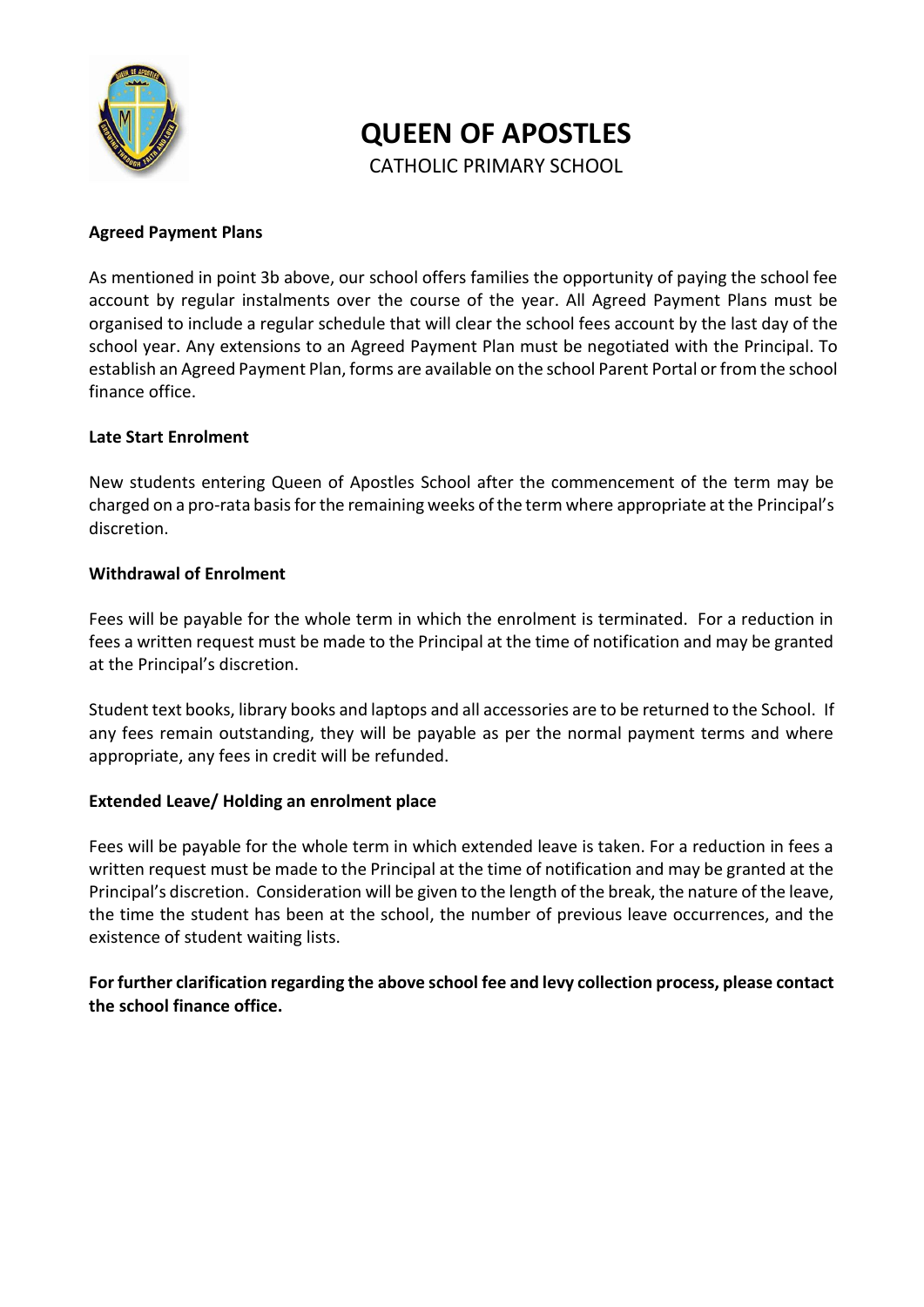# QUEEN OF APOSTLES

CATHOLIC PRIMARY SCHOOL

**Agreed Payment Plans**

As mentioned in point 3b above, our school offers families the opportunity of paying the school fee account by regular instalments over the course of the year. All Agreed Payment Plans must be organised to include a regular schedule that will clear the school fees account by the last day of the school year. Any extensions to an Agreed Payment Plan must be negotiated with the Principal. To establish an Agreed Payment Plan, forms are available on the school Parent Portal or from the school finance office.

**Late Start Enrolment**

New students entering Queen of Apostles School after the commencement of the term may be charged on a pro-rata basis for the remaining weeks of the term where appropriate at the Principal's discretion.

**Withdrawal of Enrolment**

Fees will be payable for the whole term in which the enrolment is terminated. For a reduction in fees a written request must be made to the Principal at the time of notification and may be granted at the Principal's discretion.

Student text books, library books and laptops and all accessories are to be returned to the School. If any fees remain outstanding, they will be payable as per the normal payment terms and where appropriate, any fees in credit will be refunded.

**Extended Leave/ Holding an enrolment place**

Fees will be payable for the whole term in which extended leave is taken. For a reduction in fees a written request must be made to the Principal at the time of notification and may be granted at the Principal's discretion. Consideration will be given to the length of the break, the nature of the leave, the time the student has been at the school, the number of previous leave occurrences, and the existence of student waiting lists.

**For further clarification regarding the above school fee and levy collection process, please contact the school finance office.**